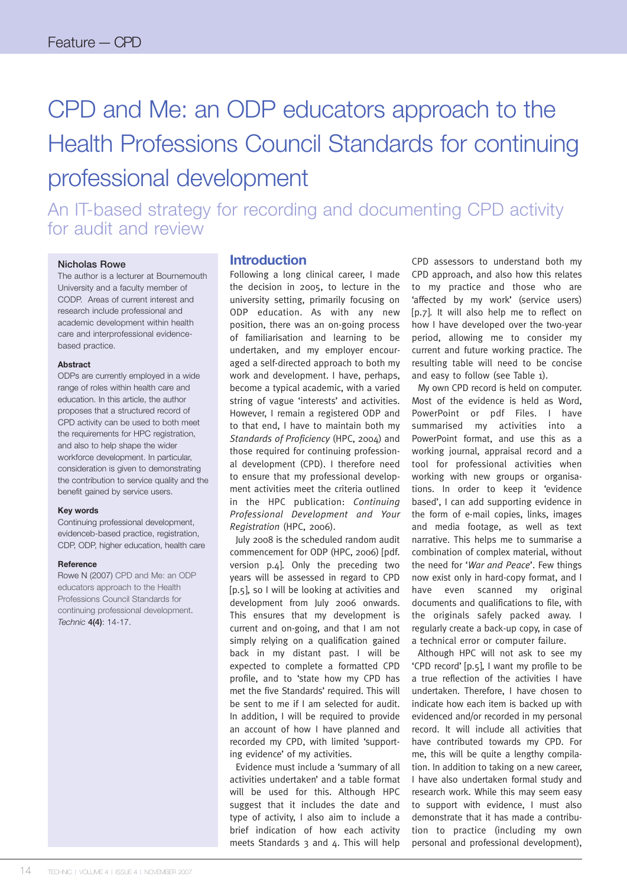# CPD and Me: an ODP educators approach to the Health Professions Council Standards for continuing professional development

## An IT-based strategy for recording and documenting CPD activity for audit and review

**Nicholas Rowe**

The author is a lecturer at Bournemouth University and a faculty member of CODP. Areas of current interest and research include professional and academic development within health care and interprofessional evidence-based practice.

**Abstract**

ODPs are currently employed in a wide range of roles within health care and education. In this article, the author proposes that a structured record of CPD activity can be used to both meet the requirements for HPC registration, and also to help shape the wider workforce development. In particular, consideration is given to demonstrating the contribution to service quality and the benefit gained by service users.

**Key words**

Continuing professional development, evidenceb-based practice, registration, CDP, ODP, higher education, health care

**Reference**

Rowe N (2007) CPD and Me: an ODP educators approach to the Health Professions Council Standards for continuing professional development. *Technic* **4(4)**: 14-17.

## Introduction

Following a long clinical career, I made the decision in 2005, to lecture in the university setting, primarily focusing on ODP education. As with any new position, there was an on-going process of familiarisation and learning to be undertaken, and my employer encouraged a self-directed approach to both my work and development. I have, perhaps, become a typical academic, with a varied string of vague 'interests' and activities. However, I remain a registered ODP and to that end, I have to maintain both my *Standards of Proficiency* (HPC, 2004) and those required for continuing professional development (CPD). I therefore need to ensure that my professional development activities meet the criteria outlined in the HPC publication: *Continuing Professional Development and Your Registration* (HPC, 2006).

July 2008 is the scheduled random audit commencement for ODP (HPC, 2006) [pdf. version p.4]. Only the preceding two years will be assessed in regard to CPD [p.5], so I will be looking at activities and development from July 2006 onwards. This ensures that my development is current and on-going, and that I am not simply relying on a qualification gained back in my distant past. I will be expected to complete a formatted CPD profile, and to 'state how my CPD has met the five Standards' required. This will be sent to me if I am selected for audit. In addition, I will be required to provide an account of how I have planned and recorded my CPD, with limited 'supporting evidence' of my activities.

Evidence must include a 'summary of all activities undertaken' and a table format will be used for this. Although HPC suggest that it includes the date and type of activity, I also aim to include a brief indication of how each activity meets Standards 3 and 4. This will help CPD assessors to understand both my CPD approach, and also how this relates to my practice and those who are 'affected by my work' (service users) [p.7]. It will also help me to reflect on how I have developed over the two-year period, allowing me to consider my current and future working practice. The resulting table will need to be concise and easy to follow (see Table 1).

My own CPD record is held on computer. Most of the evidence is held as Word, PowerPoint or pdf Files. I have summarised my activities into a PowerPoint format, and use this as a working journal, appraisal record and a tool for professional activities when working with new groups or organisations. In order to keep it 'evidence based', I can add supporting evidence in the form of e-mail copies, links, images and media footage, as well as text narrative. This helps me to summarise a combination of complex material, without the need for '*War and Peace*'. Few things now exist only in hard-copy format, and I have even scanned my original documents and qualifications to file, with the originals safely packed away. I regularly create a back-up copy, in case of a technical error or computer failure.

Although HPC will not ask to see my 'CPD record' [p.5], I want my profile to be a true reflection of the activities I have undertaken. Therefore, I have chosen to indicate how each item is backed up with evidenced and/or recorded in my personal record. It will include all activities that have contributed towards my CPD. For me, this will be quite a lengthy compilation. In addition to taking on a new career, I have also undertaken formal study and research work. While this may seem easy to support with evidence, I must also demonstrate that it has made a contribution to practice (including my own personal and professional development),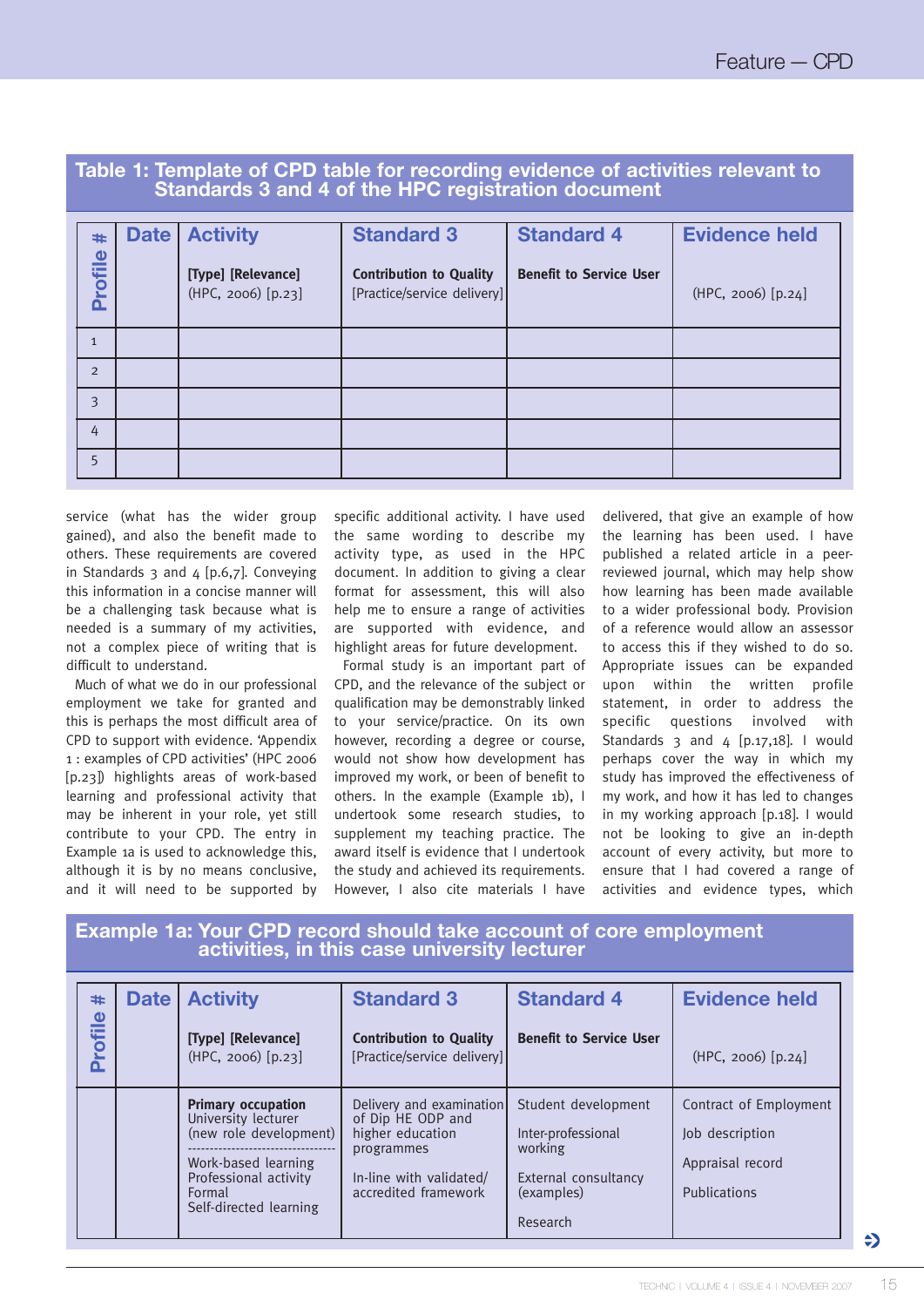## Table 1: Template of CPD table for recording evidence of activities relevant to Standards 3 and 4 of the HPC registration document

| Profile # | Date | Activity<br>[Type] [Relevance] (HPC, 2006) [p.23] | Standard 3<br>Contribution to Quality [Practice/service delivery] | Standard 4<br>Benefit to Service User | Evidence held<br>(HPC, 2006) [p.24] |
|---|---|---|---|---|---|
| 1 | | | | | |
| 2 | | | | | |
| 3 | | | | | |
| 4 | | | | | |
| 5 | | | | | |

service (what has the wider group gained), and also the benefit made to others. These requirements are covered in Standards 3 and 4 [p.6,7]. Conveying this information in a concise manner will be a challenging task because what is needed is a summary of my activities, not a complex piece of writing that is difficult to understand.

Much of what we do in our professional employment we take for granted and this is perhaps the most difficult area of CPD to support with evidence. 'Appendix 1 : examples of CPD activities' (HPC 2006 [p.23]) highlights areas of work-based learning and professional activity that may be inherent in your role, yet still contribute to your CPD. The entry in Example 1a is used to acknowledge this, although it is by no means conclusive, and it will need to be supported by specific additional activity. I have used the same wording to describe my activity type, as used in the HPC document. In addition to giving a clear format for assessment, this will also help me to ensure a range of activities are supported with evidence, and highlight areas for future development.

Formal study is an important part of CPD, and the relevance of the subject or qualification may be demonstrably linked to your service/practice. On its own however, recording a degree or course, would not show how development has improved my work, or been of benefit to others. In the example (Example 1b), I undertook some research studies, to supplement my teaching practice. The award itself is evidence that I undertook the study and achieved its requirements. However, I also cite materials I have delivered, that give an example of how the learning has been used. I have published a related article in a peer-reviewed journal, which may help show how learning has been made available to a wider professional body. Provision of a reference would allow an assessor to access this if they wished to do so. Appropriate issues can be expanded upon within the written profile statement, in order to address the specific questions involved with Standards 3 and 4 [p.17,18]. I would perhaps cover the way in which my study has improved the effectiveness of my work, and how it has led to changes in my working approach [p.18]. I would not be looking to give an in-depth account of every activity, but more to ensure that I had covered a range of activities and evidence types, which

## Example 1a: Your CPD record should take account of core employment activities, in this case university lecturer

| Profile # | Date | Activity<br>[Type] [Relevance] (HPC, 2006) [p.23] | Standard 3<br>Contribution to Quality [Practice/service delivery] | Standard 4<br>Benefit to Service User | Evidence held<br>(HPC, 2006) [p.24] |
|---|---|---|---|---|---|
| | | **Primary occupation**<br>University lecturer<br>(new role development)<br>--------------------------------<br>Work-based learning<br>Professional activity<br>Formal<br>Self-directed learning | Delivery and examination of Dip HE ODP and higher education programmes<br><br>In-line with validated/ accredited framework | Student development<br><br>Inter-professional working<br><br>External consultancy (examples)<br><br>Research | Contract of Employment<br><br>Job description<br><br>Appraisal record<br><br>Publications |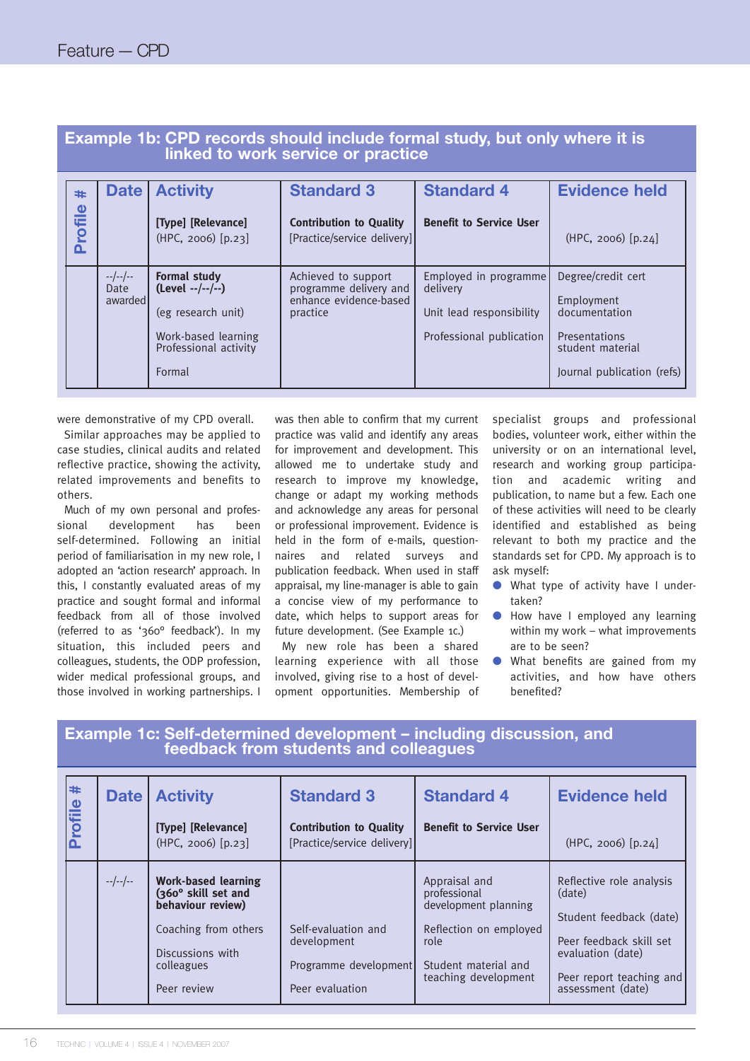## Example 1b: CPD records should include formal study, but only where it is linked to work service or practice

| Profile # | Date | Activity<br><br>[Type] [Relevance]<br>(HPC, 2006) [p.23] | Standard 3<br><br>Contribution to Quality<br>[Practice/service delivery] | Standard 4<br><br>Benefit to Service User | Evidence held<br><br>(HPC, 2006) [p.24] |
|---|---|---|---|---|---|
| | --/--/--<br>Date awarded | **Formal study**<br>**(Level --/--/--)**<br><br>(eg research unit)<br><br>Work-based learning<br>Professional activity<br><br>Formal | Achieved to support programme delivery and enhance evidence-based practice | Employed in programme delivery<br><br>Unit lead responsibility<br><br>Professional publication | Degree/credit cert<br><br>Employment documentation<br><br>Presentations student material<br><br>Journal publication (refs) |

were demonstrative of my CPD overall.

Similar approaches may be applied to case studies, clinical audits and related reflective practice, showing the activity, related improvements and benefits to others.

Much of my own personal and professional development has been self-determined. Following an initial period of familiarisation in my new role, I adopted an 'action research' approach. In this, I constantly evaluated areas of my practice and sought formal and informal feedback from all of those involved (referred to as '360° feedback'). In my situation, this included peers and colleagues, students, the ODP profession, wider medical professional groups, and those involved in working partnerships. I was then able to confirm that my current practice was valid and identify any areas for improvement and development. This allowed me to undertake study and research to improve my knowledge, change or adapt my working methods and acknowledge any areas for personal or professional improvement. Evidence is held in the form of e-mails, questionnaires and related surveys and publication feedback. When used in staff appraisal, my line-manager is able to gain a concise view of my performance to date, which helps to support areas for future development. (See Example 1c.)

My new role has been a shared learning experience with all those involved, giving rise to a host of development opportunities. Membership of specialist groups and professional bodies, volunteer work, either within the university or on an international level, research and working group participation and academic writing and publication, to name but a few. Each one of these activities will need to be clearly identified and established as being relevant to both my practice and the standards set for CPD. My approach is to ask myself:

- What type of activity have I undertaken?
- How have I employed any learning within my work – what improvements are to be seen?
- What benefits are gained from my activities, and how have others benefited?

## Example 1c: Self-determined development – including discussion, and feedback from students and colleagues

| Profile # | Date | Activity<br><br>[Type] [Relevance]<br>(HPC, 2006) [p.23] | Standard 3<br><br>Contribution to Quality<br>[Practice/service delivery] | Standard 4<br><br>Benefit to Service User | Evidence held<br><br>(HPC, 2006) [p.24] |
|---|---|---|---|---|---|
| | --/--/-- | **Work-based learning**<br>**(360° skill set and behaviour review)**<br><br>Coaching from others<br><br>Discussions with colleagues<br><br>Peer review | Self-evaluation and development<br><br>Programme development<br><br>Peer evaluation | Appraisal and professional development planning<br><br>Reflection on employed role<br><br>Student material and teaching development | Reflective role analysis (date)<br><br>Student feedback (date)<br><br>Peer feedback skill set evaluation (date)<br><br>Peer report teaching and assessment (date) |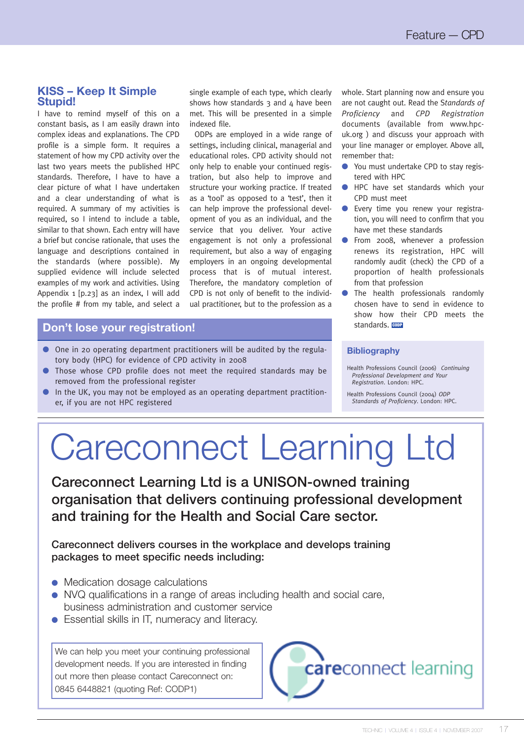## KISS – Keep It Simple Stupid!

I have to remind myself of this on a constant basis, as I am easily drawn into complex ideas and explanations. The CPD profile is a simple form. It requires a statement of how my CPD activity over the last two years meets the published HPC standards. Therefore, I have to have a clear picture of what I have undertaken and a clear understanding of what is required. A summary of my activities is required, so I intend to include a table, similar to that shown. Each entry will have a brief but concise rationale, that uses the language and descriptions contained in the standards (where possible). My supplied evidence will include selected examples of my work and activities. Using Appendix 1 [p.23] as an index, I will add the profile # from my table, and select a single example of each type, which clearly shows how standards 3 and 4 have been met. This will be presented in a simple indexed file.

ODPs are employed in a wide range of settings, including clinical, managerial and educational roles. CPD activity should not only help to enable your continued registration, but also help to improve and structure your working practice. If treated as a 'tool' as opposed to a 'test', then it can help improve the professional development of you as an individual, and the service that you deliver. Your active engagement is not only a professional requirement, but also a way of engaging employers in an ongoing developmental process that is of mutual interest. Therefore, the mandatory completion of CPD is not only of benefit to the individual practitioner, but to the profession as a whole. Start planning now and ensure you are not caught out. Read the S*tandards of Proficiency* and *CPD Registration* documents (available from www.hpc-uk.org ) and discuss your approach with your line manager or employer. Above all, remember that:

- You must undertake CPD to stay registered with HPC
- HPC have set standards which your CPD must meet
- Every time you renew your registration, you will need to confirm that you have met these standards
- From 2008, whenever a profession renews its registration, HPC will randomly audit (check) the CPD of a proportion of health professionals from that profession
- The health professionals randomly chosen have to send in evidence to show how their CPD meets the standards.

### Don't lose your registration!

- One in 20 operating department practitioners will be audited by the regulatory body (HPC) for evidence of CPD activity in 2008
- Those whose CPD profile does not meet the required standards may be removed from the professional register
- In the UK, you may not be employed as an operating department practitioner, if you are not HPC registered

### Bibliography

Health Professions Council (2006) *Continuing Professional Development and Your Registration*. London: HPC.

Health Professions Council (2004) *ODP Standards of Proficiency*. London: HPC.

# Careconnect Learning Ltd

**Careconnect Learning Ltd is a UNISON-owned training organisation that delivers continuing professional development and training for the Health and Social Care sector.**

**Careconnect delivers courses in the workplace and develops training packages to meet specific needs including:**

- Medication dosage calculations
- NVQ qualifications in a range of areas including health and social care, business administration and customer service
- Essential skills in IT, numeracy and literacy.

We can help you meet your continuing professional development needs. If you are interested in finding out more then please contact Careconnect on: 0845 6448821 (quoting Ref: CODP1)

careconnect learning